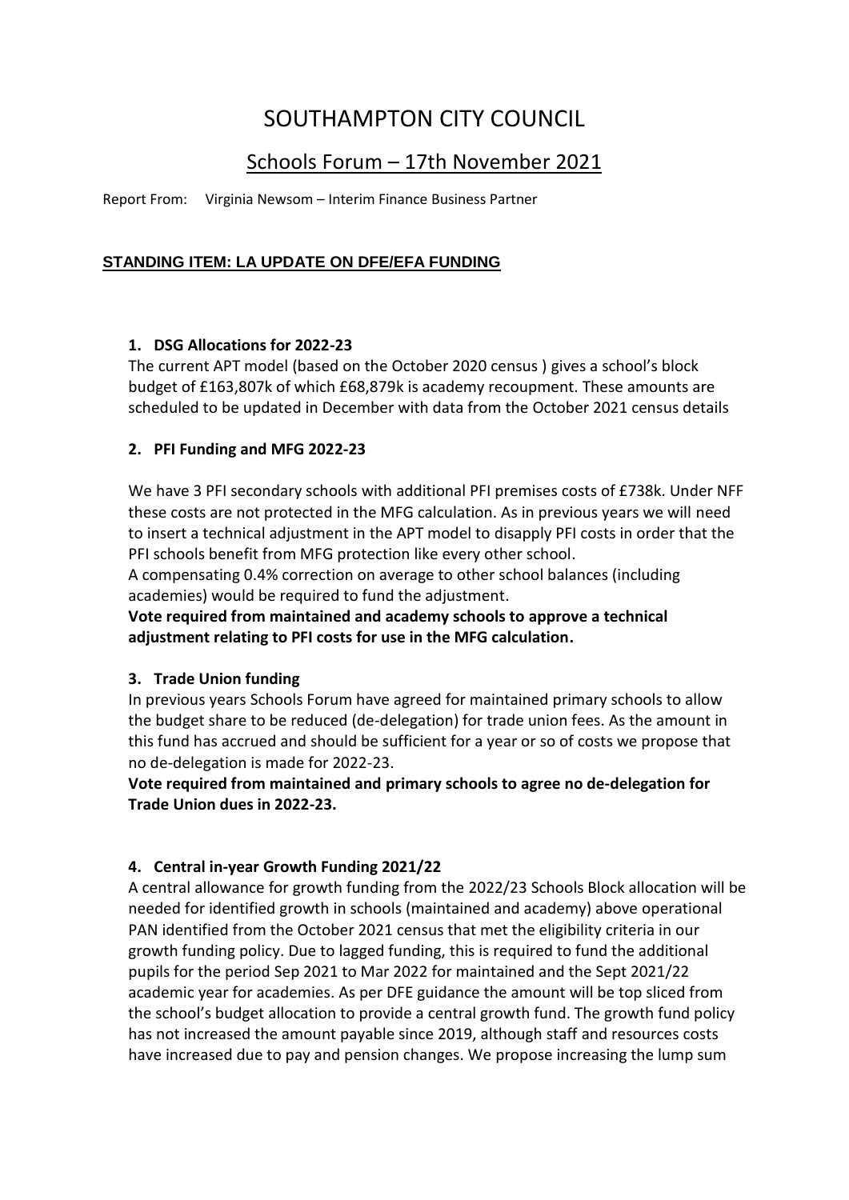# SOUTHAMPTON CITY COUNCIL

## Schools Forum – 17th November 2021

Report From: Virginia Newsom – Interim Finance Business Partner

### STANDING ITEM: LA UPDATE ON DFE/EFA FUNDING

**1. DSG Allocations for 2022-23**

The current APT model (based on the October 2020 census ) gives a school's block budget of £163,807k of which £68,879k is academy recoupment. These amounts are scheduled to be updated in December with data from the October 2021 census details

**2. PFI Funding and MFG 2022-23**

We have 3 PFI secondary schools with additional PFI premises costs of £738k. Under NFF these costs are not protected in the MFG calculation. As in previous years we will need to insert a technical adjustment in the APT model to disapply PFI costs in order that the PFI schools benefit from MFG protection like every other school.

A compensating 0.4% correction on average to other school balances (including academies) would be required to fund the adjustment.

**Vote required from maintained and academy schools to approve a technical adjustment relating to PFI costs for use in the MFG calculation.**

**3. Trade Union funding**

In previous years Schools Forum have agreed for maintained primary schools to allow the budget share to be reduced (de-delegation) for trade union fees. As the amount in this fund has accrued and should be sufficient for a year or so of costs we propose that no de-delegation is made for 2022-23.

**Vote required from maintained and primary schools to agree no de-delegation for Trade Union dues in 2022-23.**

**4. Central in-year Growth Funding 2021/22**

A central allowance for growth funding from the 2022/23 Schools Block allocation will be needed for identified growth in schools (maintained and academy) above operational PAN identified from the October 2021 census that met the eligibility criteria in our growth funding policy. Due to lagged funding, this is required to fund the additional pupils for the period Sep 2021 to Mar 2022 for maintained and the Sept 2021/22 academic year for academies. As per DFE guidance the amount will be top sliced from the school's budget allocation to provide a central growth fund. The growth fund policy has not increased the amount payable since 2019, although staff and resources costs have increased due to pay and pension changes. We propose increasing the lump sum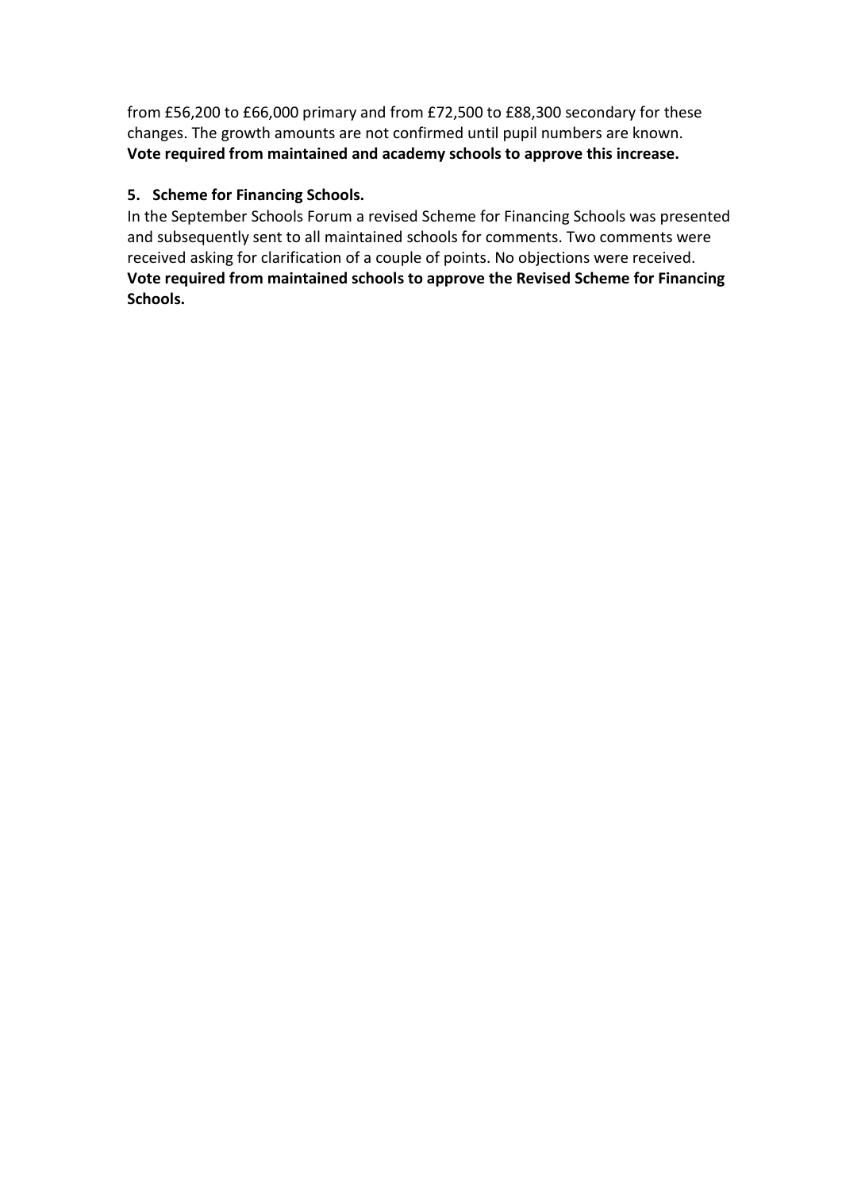from £56,200 to £66,000 primary and from £72,500 to £88,300 secondary for these changes. The growth amounts are not confirmed until pupil numbers are known.
**Vote required from maintained and academy schools to approve this increase.**

**5. Scheme for Financing Schools.**

In the September Schools Forum a revised Scheme for Financing Schools was presented and subsequently sent to all maintained schools for comments. Two comments were received asking for clarification of a couple of points. No objections were received.
**Vote required from maintained schools to approve the Revised Scheme for Financing Schools.**